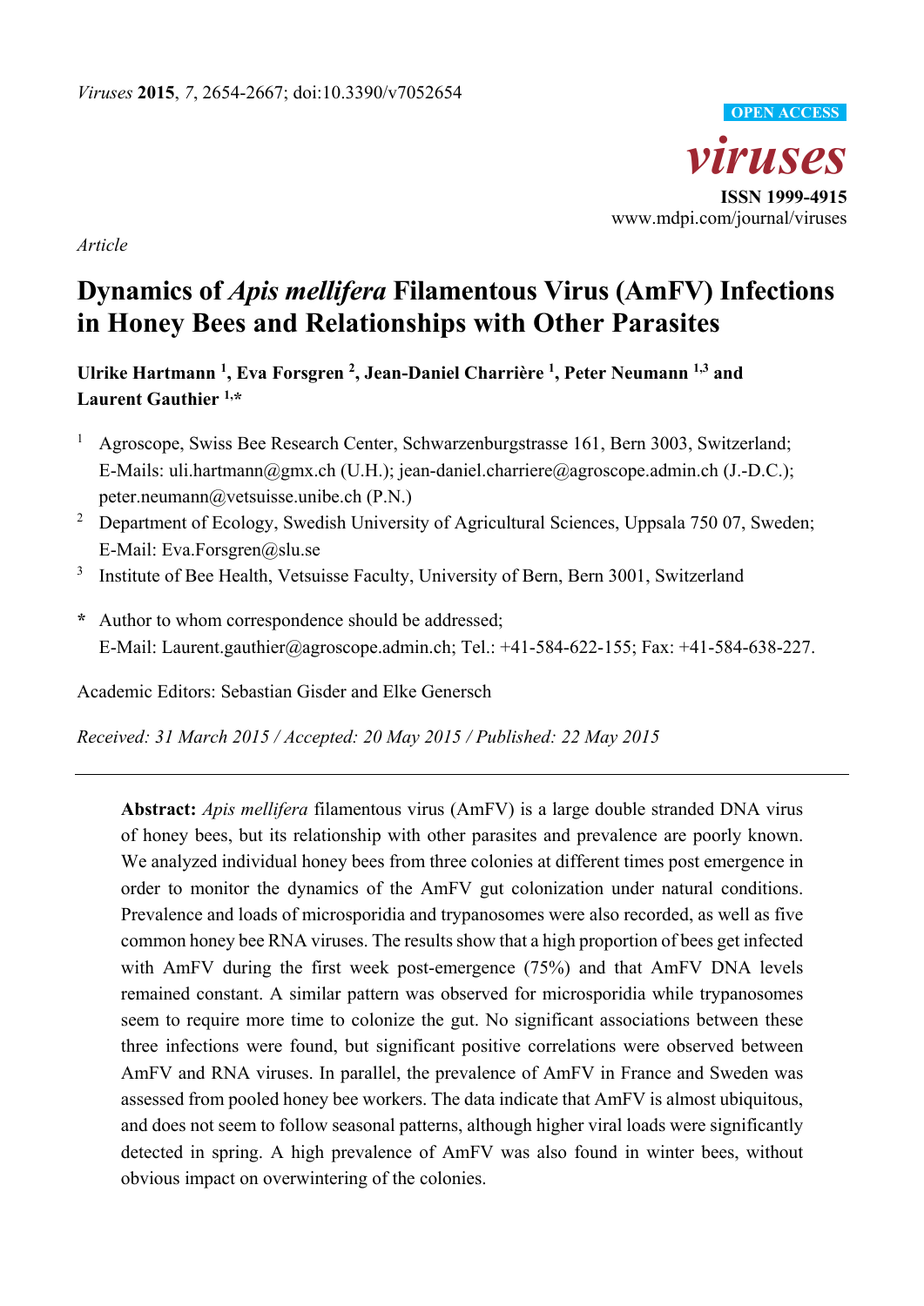*Article*

# Dynamics of *Apis mellifera* Filamentous Virus (AmFV) Infections in Honey Bees and Relationships with Other Parasites

**Ulrike Hartmann [1], Eva Forsgren [2], Jean-Daniel Charrière [1], Peter Neumann [1,3] and Laurent Gauthier [1,*]**

[1] Agroscope, Swiss Bee Research Center, Schwarzenburgstrasse 161, Bern 3003, Switzerland; E-Mails: uli.hartmann@gmx.ch (U.H.); jean-daniel.charriere@agroscope.admin.ch (J.-D.C.); peter.neumann@vetsuisse.unibe.ch (P.N.)

[2] Department of Ecology, Swedish University of Agricultural Sciences, Uppsala 750 07, Sweden; E-Mail: Eva.Forsgren@slu.se

[3] Institute of Bee Health, Vetsuisse Faculty, University of Bern, Bern 3001, Switzerland

**\*** Author to whom correspondence should be addressed; E-Mail: Laurent.gauthier@agroscope.admin.ch; Tel.: +41-584-622-155; Fax: +41-584-638-227.

Academic Editors: Sebastian Gisder and Elke Genersch

*Received: 31 March 2015 / Accepted: 20 May 2015 / Published: 22 May 2015*

---

**Abstract:** *Apis mellifera* filamentous virus (AmFV) is a large double stranded DNA virus of honey bees, but its relationship with other parasites and prevalence are poorly known. We analyzed individual honey bees from three colonies at different times post emergence in order to monitor the dynamics of the AmFV gut colonization under natural conditions. Prevalence and loads of microsporidia and trypanosomes were also recorded, as well as five common honey bee RNA viruses. The results show that a high proportion of bees get infected with AmFV during the first week post-emergence (75%) and that AmFV DNA levels remained constant. A similar pattern was observed for microsporidia while trypanosomes seem to require more time to colonize the gut. No significant associations between these three infections were found, but significant positive correlations were observed between AmFV and RNA viruses. In parallel, the prevalence of AmFV in France and Sweden was assessed from pooled honey bee workers. The data indicate that AmFV is almost ubiquitous, and does not seem to follow seasonal patterns, although higher viral loads were significantly detected in spring. A high prevalence of AmFV was also found in winter bees, without obvious impact on overwintering of the colonies.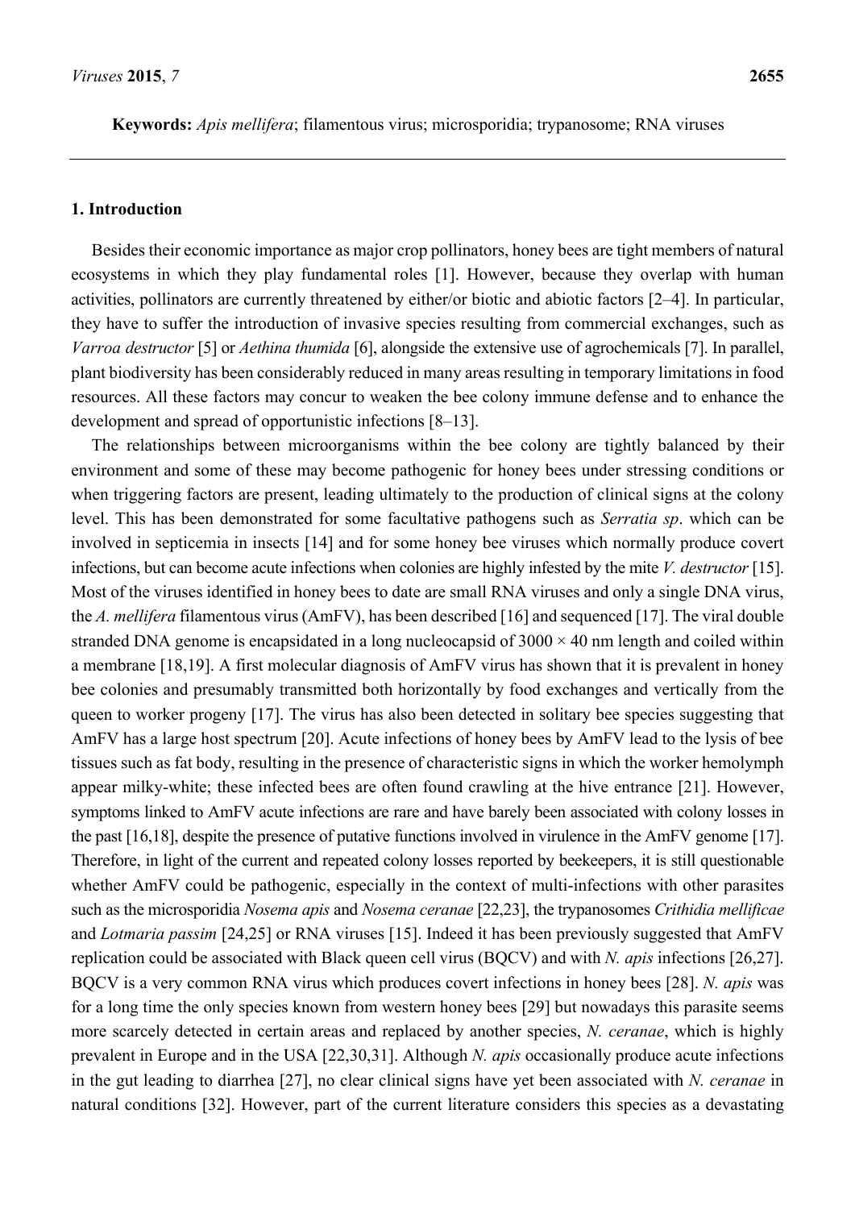**Keywords:** *Apis mellifera*; filamentous virus; microsporidia; trypanosome; RNA viruses

## 1. Introduction

Besides their economic importance as major crop pollinators, honey bees are tight members of natural ecosystems in which they play fundamental roles [1]. However, because they overlap with human activities, pollinators are currently threatened by either/or biotic and abiotic factors [2–4]. In particular, they have to suffer the introduction of invasive species resulting from commercial exchanges, such as *Varroa destructor* [5] or *Aethina thumida* [6], alongside the extensive use of agrochemicals [7]. In parallel, plant biodiversity has been considerably reduced in many areas resulting in temporary limitations in food resources. All these factors may concur to weaken the bee colony immune defense and to enhance the development and spread of opportunistic infections [8–13].

The relationships between microorganisms within the bee colony are tightly balanced by their environment and some of these may become pathogenic for honey bees under stressing conditions or when triggering factors are present, leading ultimately to the production of clinical signs at the colony level. This has been demonstrated for some facultative pathogens such as *Serratia sp*. which can be involved in septicemia in insects [14] and for some honey bee viruses which normally produce covert infections, but can become acute infections when colonies are highly infested by the mite *V. destructor* [15]. Most of the viruses identified in honey bees to date are small RNA viruses and only a single DNA virus, the *A. mellifera* filamentous virus (AmFV), has been described [16] and sequenced [17]. The viral double stranded DNA genome is encapsidated in a long nucleocapsid of $3000 \times 40$ nm length and coiled within a membrane [18,19]. A first molecular diagnosis of AmFV virus has shown that it is prevalent in honey bee colonies and presumably transmitted both horizontally by food exchanges and vertically from the queen to worker progeny [17]. The virus has also been detected in solitary bee species suggesting that AmFV has a large host spectrum [20]. Acute infections of honey bees by AmFV lead to the lysis of bee tissues such as fat body, resulting in the presence of characteristic signs in which the worker hemolymph appear milky-white; these infected bees are often found crawling at the hive entrance [21]. However, symptoms linked to AmFV acute infections are rare and have barely been associated with colony losses in the past [16,18], despite the presence of putative functions involved in virulence in the AmFV genome [17]. Therefore, in light of the current and repeated colony losses reported by beekeepers, it is still questionable whether AmFV could be pathogenic, especially in the context of multi-infections with other parasites such as the microsporidia *Nosema apis* and *Nosema ceranae* [22,23], the trypanosomes *Crithidia mellificae* and *Lotmaria passim* [24,25] or RNA viruses [15]. Indeed it has been previously suggested that AmFV replication could be associated with Black queen cell virus (BQCV) and with *N. apis* infections [26,27]. BQCV is a very common RNA virus which produces covert infections in honey bees [28]. *N. apis* was for a long time the only species known from western honey bees [29] but nowadays this parasite seems more scarcely detected in certain areas and replaced by another species, *N. ceranae*, which is highly prevalent in Europe and in the USA [22,30,31]. Although *N. apis* occasionally produce acute infections in the gut leading to diarrhea [27], no clear clinical signs have yet been associated with *N. ceranae* in natural conditions [32]. However, part of the current literature considers this species as a devastating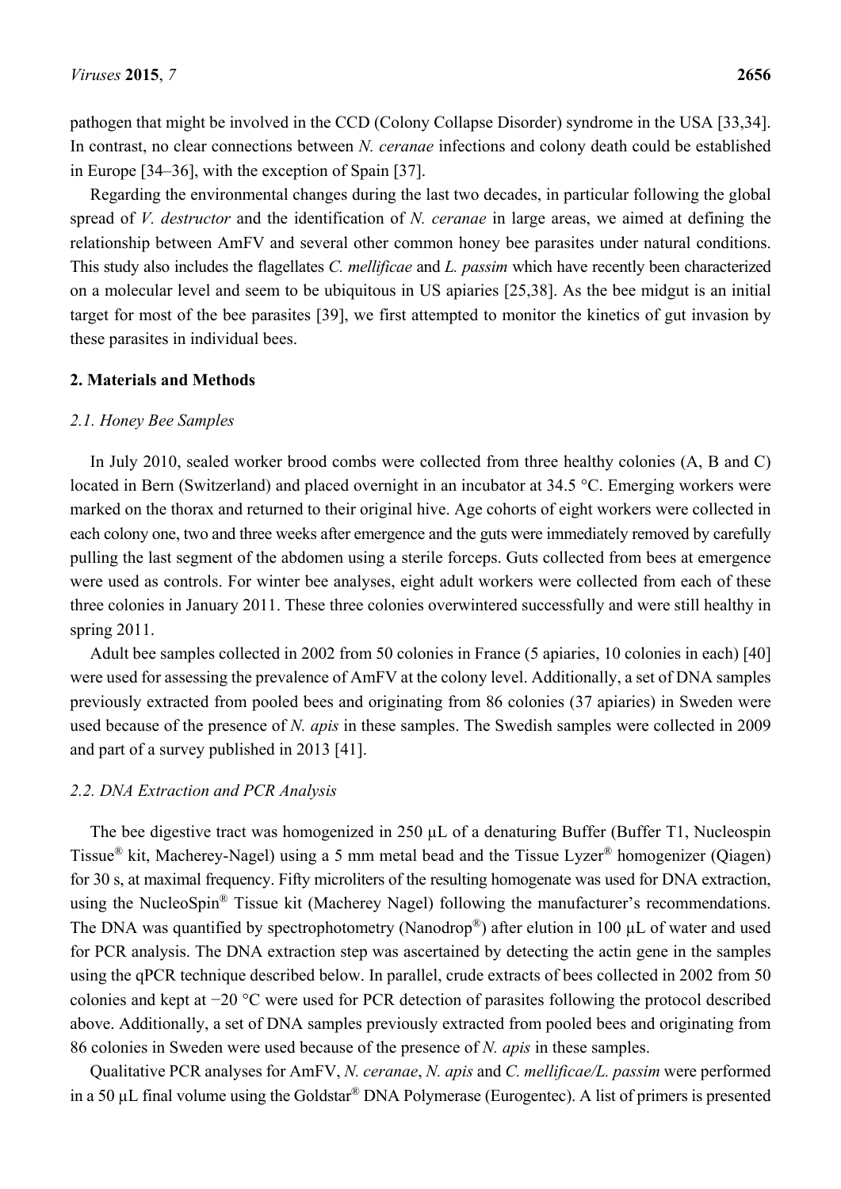pathogen that might be involved in the CCD (Colony Collapse Disorder) syndrome in the USA [33,34]. In contrast, no clear connections between *N. ceranae* infections and colony death could be established in Europe [34–36], with the exception of Spain [37].

Regarding the environmental changes during the last two decades, in particular following the global spread of *V. destructor* and the identification of *N. ceranae* in large areas, we aimed at defining the relationship between AmFV and several other common honey bee parasites under natural conditions. This study also includes the flagellates *C. mellificae* and *L. passim* which have recently been characterized on a molecular level and seem to be ubiquitous in US apiaries [25,38]. As the bee midgut is an initial target for most of the bee parasites [39], we first attempted to monitor the kinetics of gut invasion by these parasites in individual bees.

## 2. Materials and Methods

### 2.1. Honey Bee Samples

In July 2010, sealed worker brood combs were collected from three healthy colonies (A, B and C) located in Bern (Switzerland) and placed overnight in an incubator at 34.5 °C. Emerging workers were marked on the thorax and returned to their original hive. Age cohorts of eight workers were collected in each colony one, two and three weeks after emergence and the guts were immediately removed by carefully pulling the last segment of the abdomen using a sterile forceps. Guts collected from bees at emergence were used as controls. For winter bee analyses, eight adult workers were collected from each of these three colonies in January 2011. These three colonies overwintered successfully and were still healthy in spring 2011.

Adult bee samples collected in 2002 from 50 colonies in France (5 apiaries, 10 colonies in each) [40] were used for assessing the prevalence of AmFV at the colony level. Additionally, a set of DNA samples previously extracted from pooled bees and originating from 86 colonies (37 apiaries) in Sweden were used because of the presence of *N. apis* in these samples. The Swedish samples were collected in 2009 and part of a survey published in 2013 [41].

### 2.2. DNA Extraction and PCR Analysis

The bee digestive tract was homogenized in 250 µL of a denaturing Buffer (Buffer T1, Nucleospin Tissue® kit, Macherey-Nagel) using a 5 mm metal bead and the Tissue Lyzer® homogenizer (Qiagen) for 30 s, at maximal frequency. Fifty microliters of the resulting homogenate was used for DNA extraction, using the NucleoSpin® Tissue kit (Macherey Nagel) following the manufacturer's recommendations. The DNA was quantified by spectrophotometry (Nanodrop®) after elution in 100 µL of water and used for PCR analysis. The DNA extraction step was ascertained by detecting the actin gene in the samples using the qPCR technique described below. In parallel, crude extracts of bees collected in 2002 from 50 colonies and kept at −20 °C were used for PCR detection of parasites following the protocol described above. Additionally, a set of DNA samples previously extracted from pooled bees and originating from 86 colonies in Sweden were used because of the presence of *N. apis* in these samples.

Qualitative PCR analyses for AmFV, *N. ceranae*, *N. apis* and *C. mellificae/L. passim* were performed in a 50 µL final volume using the Goldstar® DNA Polymerase (Eurogentec). A list of primers is presented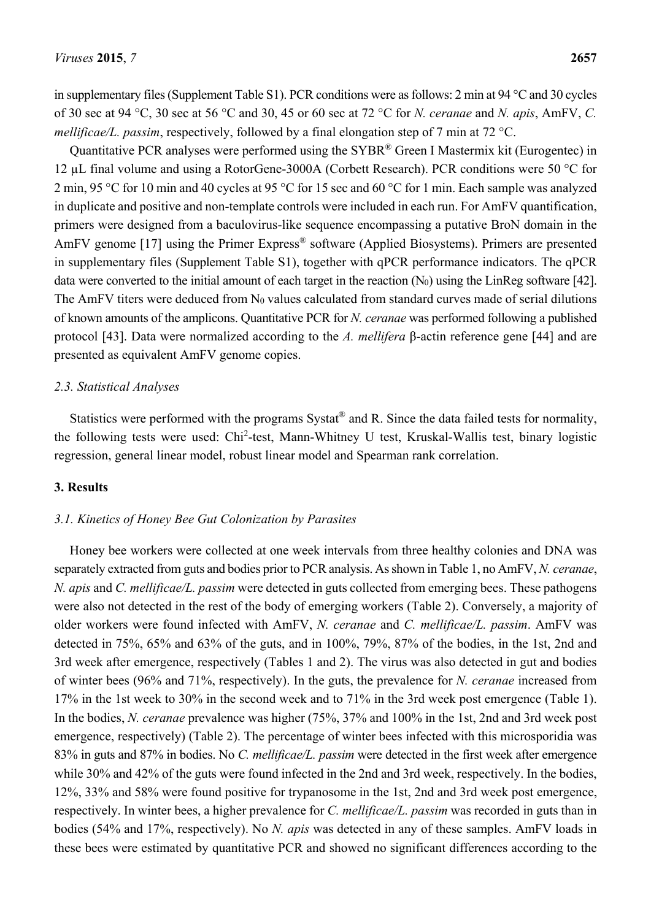in supplementary files (Supplement Table S1). PCR conditions were as follows: 2 min at 94 °C and 30 cycles of 30 sec at 94 °C, 30 sec at 56 °C and 30, 45 or 60 sec at 72 °C for *N. ceranae* and *N. apis*, AmFV, *C. mellificae/L. passim*, respectively, followed by a final elongation step of 7 min at 72 °C.

Quantitative PCR analyses were performed using the SYBR® Green I Mastermix kit (Eurogentec) in 12 µL final volume and using a RotorGene-3000A (Corbett Research). PCR conditions were 50 °C for 2 min, 95 °C for 10 min and 40 cycles at 95 °C for 15 sec and 60 °C for 1 min. Each sample was analyzed in duplicate and positive and non-template controls were included in each run. For AmFV quantification, primers were designed from a baculovirus-like sequence encompassing a putative BroN domain in the AmFV genome [17] using the Primer Express® software (Applied Biosystems). Primers are presented in supplementary files (Supplement Table S1), together with qPCR performance indicators. The qPCR data were converted to the initial amount of each target in the reaction ($N_0$) using the LinReg software [42]. The AmFV titers were deduced from $N_0$ values calculated from standard curves made of serial dilutions of known amounts of the amplicons. Quantitative PCR for *N. ceranae* was performed following a published protocol [43]. Data were normalized according to the *A. mellifera* β-actin reference gene [44] and are presented as equivalent AmFV genome copies.

### 2.3. Statistical Analyses

Statistics were performed with the programs Systat® and R. Since the data failed tests for normality, the following tests were used: Chi$^2$-test, Mann-Whitney U test, Kruskal-Wallis test, binary logistic regression, general linear model, robust linear model and Spearman rank correlation.

## 3. Results

### 3.1. Kinetics of Honey Bee Gut Colonization by Parasites

Honey bee workers were collected at one week intervals from three healthy colonies and DNA was separately extracted from guts and bodies prior to PCR analysis. As shown in Table 1, no AmFV, *N. ceranae*, *N. apis* and *C. mellificae/L. passim* were detected in guts collected from emerging bees. These pathogens were also not detected in the rest of the body of emerging workers (Table 2). Conversely, a majority of older workers were found infected with AmFV, *N. ceranae* and *C. mellificae/L. passim*. AmFV was detected in 75%, 65% and 63% of the guts, and in 100%, 79%, 87% of the bodies, in the 1st, 2nd and 3rd week after emergence, respectively (Tables 1 and 2). The virus was also detected in gut and bodies of winter bees (96% and 71%, respectively). In the guts, the prevalence for *N. ceranae* increased from 17% in the 1st week to 30% in the second week and to 71% in the 3rd week post emergence (Table 1). In the bodies, *N. ceranae* prevalence was higher (75%, 37% and 100% in the 1st, 2nd and 3rd week post emergence, respectively) (Table 2). The percentage of winter bees infected with this microsporidia was 83% in guts and 87% in bodies. No *C. mellificae/L. passim* were detected in the first week after emergence while 30% and 42% of the guts were found infected in the 2nd and 3rd week, respectively. In the bodies, 12%, 33% and 58% were found positive for trypanosome in the 1st, 2nd and 3rd week post emergence, respectively. In winter bees, a higher prevalence for *C. mellificae/L. passim* was recorded in guts than in bodies (54% and 17%, respectively). No *N. apis* was detected in any of these samples. AmFV loads in these bees were estimated by quantitative PCR and showed no significant differences according to the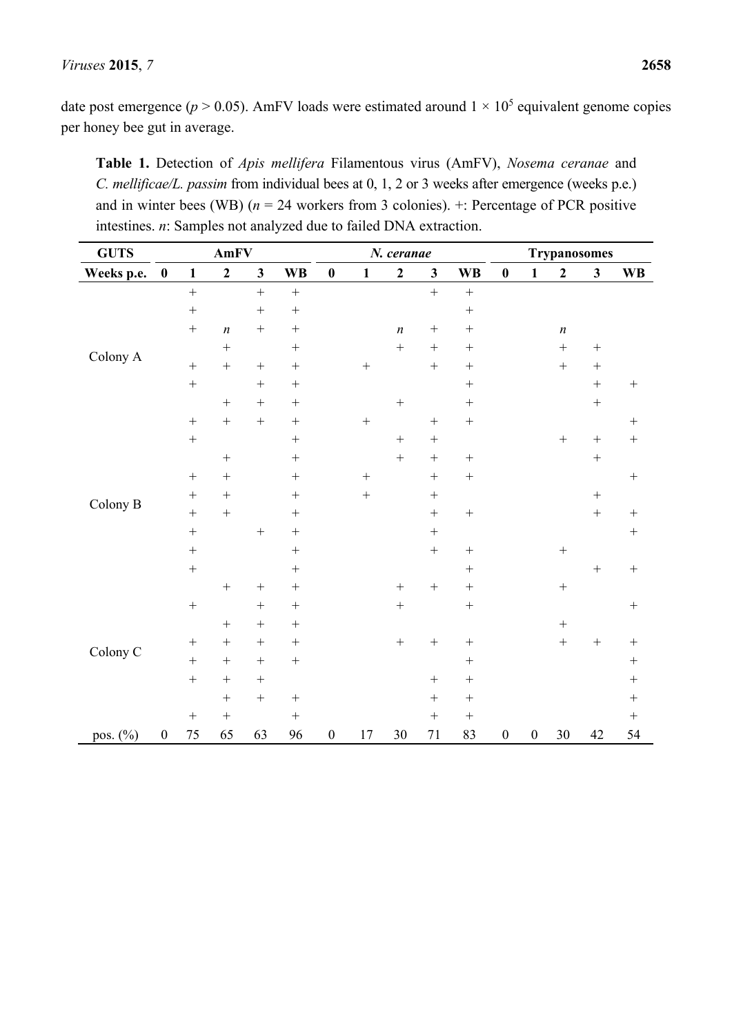date post emergence ($p > 0.05$). AmFV loads were estimated around $1 \times 10^5$ equivalent genome copies per honey bee gut in average.

**Table 1.** Detection of *Apis mellifera* Filamentous virus (AmFV), *Nosema ceranae* and *C. mellificae/L. passim* from individual bees at 0, 1, 2 or 3 weeks after emergence (weeks p.e.) and in winter bees (WB) ($n$ = 24 workers from 3 colonies). +: Percentage of PCR positive intestines. *n*: Samples not analyzed due to failed DNA extraction.

| GUTS | AmFV | | | | | *N. ceranae* | | | | | Trypanosomes | | | | |
|---|---|---|---|---|---|---|---|---|---|---|---|---|---|---|---|
| **Weeks p.e.** | **0** | **1** | **2** | **3** | **WB** | **0** | **1** | **2** | **3** | **WB** | **0** | **1** | **2** | **3** | **WB** |
| | | + | | + | + | | | | + | + | | | | | |
| | | + | | + | + | | | | | + | | | | | |
| | | + | *n* | + | + | | | *n* | + | + | | | *n* | | |
| Colony A | | | + | | + | | | + | + | + | | | + | + | |
| | | + | + | + | + | | + | | + | + | | | + | + | |
| | | + | | + | + | | | | | + | | | | + | + |
| | | | + | + | + | | | + | | + | | | | + | |
| | | + | + | + | + | | + | | + | + | | | | | + |
| | | + | | | + | | | + | + | | | | + | + | + |
| | | | + | | + | | | + | + | + | | | | + | |
| | | + | + | | + | | + | | + | + | | | | | + |
| Colony B | | + | + | | + | | + | | + | | | | | + | |
| | | + | + | | + | | | | + | + | | | | + | + |
| | | + | | + | + | | | | + | | | | | | + |
| | | + | | | + | | | | + | + | | | + | | |
| | | + | | | + | | | | | + | | | | + | + |
| | | | + | + | + | | | + | + | + | | | + | | |
| | | + | | + | + | | | + | | + | | | | | + |
| | | | + | + | + | | | | | | | | + | | |
| Colony C | | + | + | + | + | | | + | + | + | | | + | + | + |
| | | + | + | + | + | | | | | + | | | | | + |
| | | + | + | + | | | | | + | + | | | | | + |
| | | | + | + | + | | | | + | + | | | | | + |
| | | + | + | | + | | | | + | + | | | | | + |
| pos. (%) | 0 | 75 | 65 | 63 | 96 | 0 | 17 | 30 | 71 | 83 | 0 | 0 | 30 | 42 | 54 |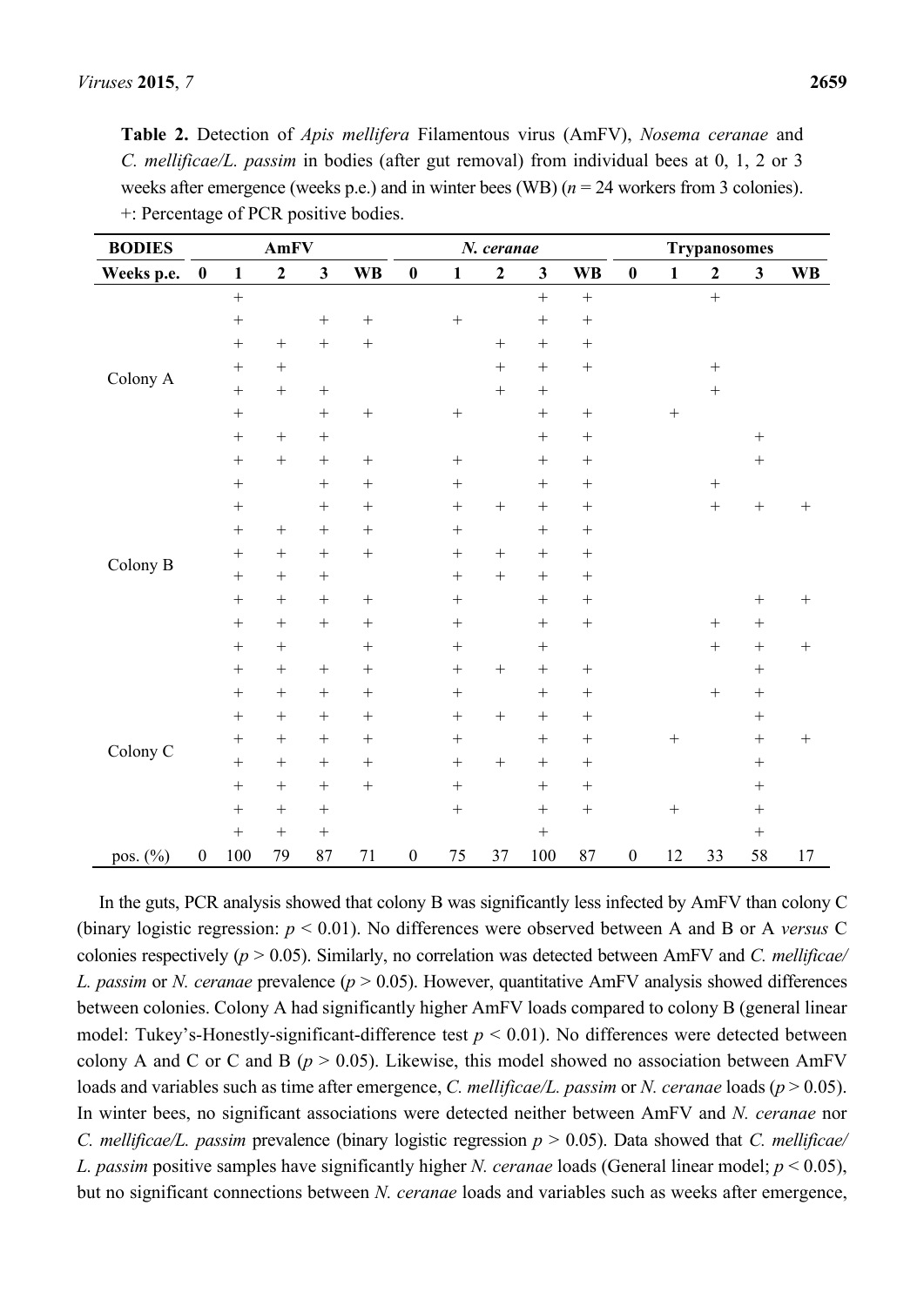**Table 2.** Detection of *Apis mellifera* Filamentous virus (AmFV), *Nosema ceranae* and *C. mellificae/L. passim* in bodies (after gut removal) from individual bees at 0, 1, 2 or 3 weeks after emergence (weeks p.e.) and in winter bees (WB) ($n = 24$ workers from 3 colonies). +: Percentage of PCR positive bodies.

| BODIES | AmFV | | | | | *N. ceranae* | | | | | Trypanosomes | | | | |
|---|---|---|---|---|---|---|---|---|---|---|---|---|---|---|---|
| **Weeks p.e.** | **0** | **1** | **2** | **3** | **WB** | **0** | **1** | **2** | **3** | **WB** | **0** | **1** | **2** | **3** | **WB** |
| | | + | | | | | | | + | + | | | + | | |
| | | + | | + | + | | + | | + | + | | | | | |
| | | + | + | + | + | | | + | + | + | | | | | |
| Colony A | | + | + | | | | | + | + | + | | | + | | |
| | | + | + | + | | | | + | + | | | | + | | |
| | | + | | + | + | | + | | + | + | | + | | | |
| | | + | + | + | | | | | + | + | | | | + | |
| | | + | + | + | + | | + | | + | + | | | | + | |
| | | + | | + | + | | + | | + | + | | | + | | |
| | | + | | + | + | | + | + | + | + | | | + | + | + |
| | | + | + | + | + | | + | | + | + | | | | | |
| Colony B | | + | + | + | + | | + | + | + | + | | | | | |
| | | + | + | + | | | + | + | + | + | | | | | |
| | | + | + | + | + | | + | | + | + | | | | + | + |
| | | + | + | + | + | | + | | + | + | | | + | + | |
| | | + | + | | + | | + | | + | | | | + | + | + |
| | | + | + | + | + | | + | + | + | + | | | | + | |
| | | + | + | + | + | | + | | + | + | | | + | + | |
| | | + | + | + | + | | + | + | + | + | | | | + | |
| Colony C | | + | + | + | + | | + | | + | + | | + | | + | + |
| | | + | + | + | + | | + | + | + | + | | | | + | |
| | | + | + | + | + | | + | | + | + | | | | + | |
| | | + | + | + | | | + | | + | + | | + | | + | |
| | | + | + | + | | | | | + | | | | | + | |
| pos. (%) | 0 | 100 | 79 | 87 | 71 | 0 | 75 | 37 | 100 | 87 | 0 | 12 | 33 | 58 | 17 |

In the guts, PCR analysis showed that colony B was significantly less infected by AmFV than colony C (binary logistic regression: $p < 0.01$). No differences were observed between A and B or A *versus* C colonies respectively ($p > 0.05$). Similarly, no correlation was detected between AmFV and *C. mellificae/ L. passim* or *N. ceranae* prevalence ($p > 0.05$). However, quantitative AmFV analysis showed differences between colonies. Colony A had significantly higher AmFV loads compared to colony B (general linear model: Tukey's-Honestly-significant-difference test $p < 0.01$). No differences were detected between colony A and C or C and B ($p > 0.05$). Likewise, this model showed no association between AmFV loads and variables such as time after emergence, *C. mellificae/L. passim* or *N. ceranae* loads ($p > 0.05$). In winter bees, no significant associations were detected neither between AmFV and *N. ceranae* nor *C. mellificae/L. passim* prevalence (binary logistic regression $p > 0.05$). Data showed that *C. mellificae/ L. passim* positive samples have significantly higher *N. ceranae* loads (General linear model; $p < 0.05$), but no significant connections between *N. ceranae* loads and variables such as weeks after emergence,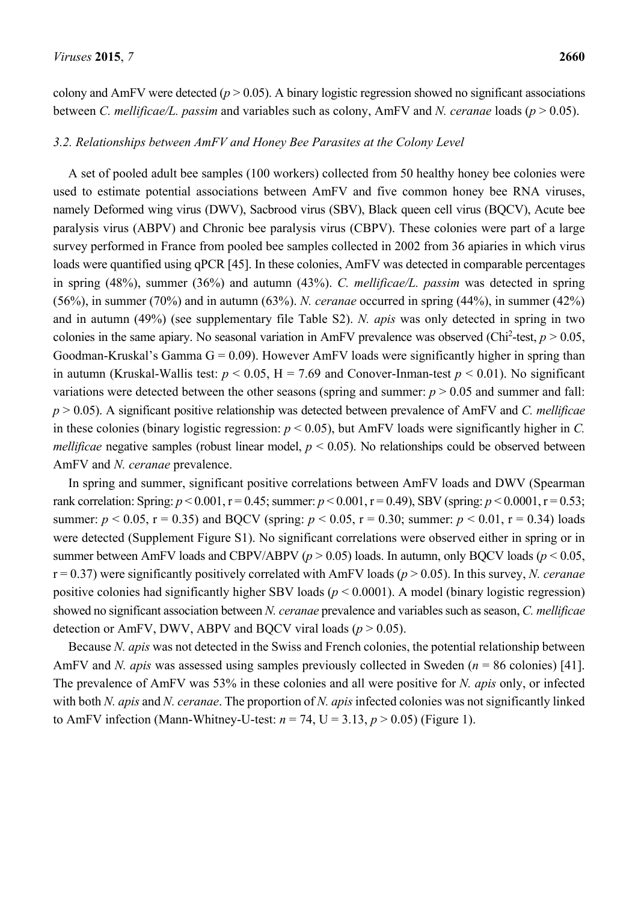colony and AmFV were detected ($p > 0.05$). A binary logistic regression showed no significant associations between *C. mellificae/L. passim* and variables such as colony, AmFV and *N. ceranae* loads ($p > 0.05$).

### 3.2. Relationships between AmFV and Honey Bee Parasites at the Colony Level

A set of pooled adult bee samples (100 workers) collected from 50 healthy honey bee colonies were used to estimate potential associations between AmFV and five common honey bee RNA viruses, namely Deformed wing virus (DWV), Sacbrood virus (SBV), Black queen cell virus (BQCV), Acute bee paralysis virus (ABPV) and Chronic bee paralysis virus (CBPV). These colonies were part of a large survey performed in France from pooled bee samples collected in 2002 from 36 apiaries in which virus loads were quantified using qPCR [45]. In these colonies, AmFV was detected in comparable percentages in spring (48%), summer (36%) and autumn (43%). *C. mellificae/L. passim* was detected in spring (56%), in summer (70%) and in autumn (63%). *N. ceranae* occurred in spring (44%), in summer (42%) and in autumn (49%) (see supplementary file Table S2). *N. apis* was only detected in spring in two colonies in the same apiary. No seasonal variation in AmFV prevalence was observed (Chi$^2$-test, $p > 0.05$, Goodman-Kruskal's Gamma $G = 0.09$). However AmFV loads were significantly higher in spring than in autumn (Kruskal-Wallis test: $p < 0.05$, $H = 7.69$ and Conover-Inman-test $p < 0.01$). No significant variations were detected between the other seasons (spring and summer: $p > 0.05$ and summer and fall: $p > 0.05$). A significant positive relationship was detected between prevalence of AmFV and *C. mellificae* in these colonies (binary logistic regression: $p < 0.05$), but AmFV loads were significantly higher in *C. mellificae* negative samples (robust linear model, $p < 0.05$). No relationships could be observed between AmFV and *N. ceranae* prevalence.

In spring and summer, significant positive correlations between AmFV loads and DWV (Spearman rank correlation: Spring: $p < 0.001$, $r = 0.45$; summer: $p < 0.001$, $r = 0.49$), SBV (spring: $p < 0.0001$, $r = 0.53$; summer: $p < 0.05$, $r = 0.35$) and BQCV (spring: $p < 0.05$, $r = 0.30$; summer: $p < 0.01$, $r = 0.34$) loads were detected (Supplement Figure S1). No significant correlations were observed either in spring or in summer between AmFV loads and CBPV/ABPV ($p > 0.05$) loads. In autumn, only BQCV loads ($p < 0.05$, $r = 0.37$) were significantly positively correlated with AmFV loads ($p > 0.05$). In this survey, *N. ceranae* positive colonies had significantly higher SBV loads ($p < 0.0001$). A model (binary logistic regression) showed no significant association between *N. ceranae* prevalence and variables such as season, *C. mellificae* detection or AmFV, DWV, ABPV and BQCV viral loads ($p > 0.05$).

Because *N. apis* was not detected in the Swiss and French colonies, the potential relationship between AmFV and *N. apis* was assessed using samples previously collected in Sweden ($n = 86$ colonies) [41]. The prevalence of AmFV was 53% in these colonies and all were positive for *N. apis* only, or infected with both *N. apis* and *N. ceranae*. The proportion of *N. apis* infected colonies was not significantly linked to AmFV infection (Mann-Whitney-U-test: $n = 74$, $U = 3.13$, $p > 0.05$) (Figure 1).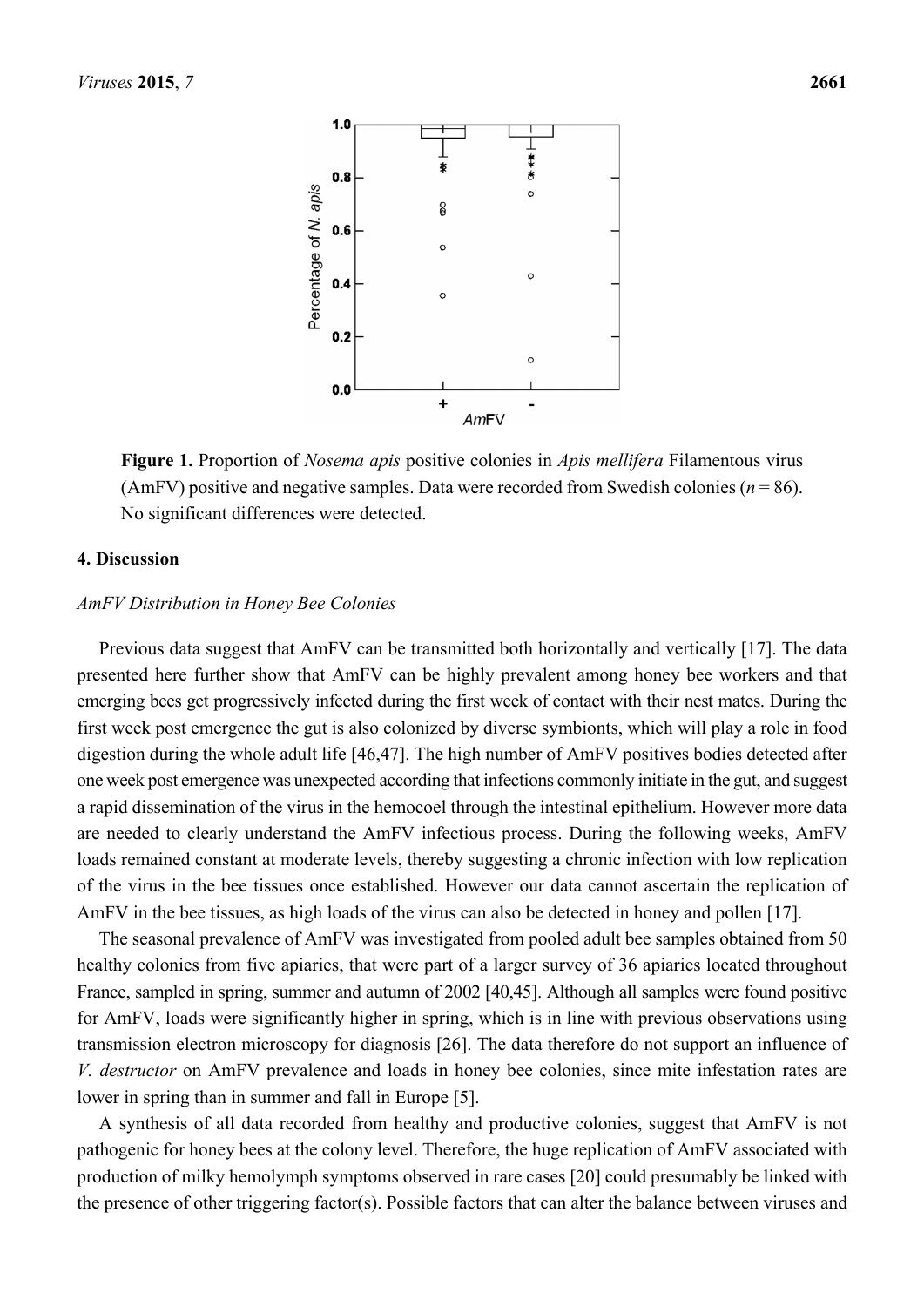**Figure 1.** Proportion of *Nosema apis* positive colonies in *Apis mellifera* Filamentous virus (AmFV) positive and negative samples. Data were recorded from Swedish colonies ($n = 86$). No significant differences were detected.

## 4. Discussion

### *AmFV Distribution in Honey Bee Colonies*

Previous data suggest that AmFV can be transmitted both horizontally and vertically [17]. The data presented here further show that AmFV can be highly prevalent among honey bee workers and that emerging bees get progressively infected during the first week of contact with their nest mates. During the first week post emergence the gut is also colonized by diverse symbionts, which will play a role in food digestion during the whole adult life [46,47]. The high number of AmFV positives bodies detected after one week post emergence was unexpected according that infections commonly initiate in the gut, and suggest a rapid dissemination of the virus in the hemocoel through the intestinal epithelium. However more data are needed to clearly understand the AmFV infectious process. During the following weeks, AmFV loads remained constant at moderate levels, thereby suggesting a chronic infection with low replication of the virus in the bee tissues once established. However our data cannot ascertain the replication of AmFV in the bee tissues, as high loads of the virus can also be detected in honey and pollen [17].

The seasonal prevalence of AmFV was investigated from pooled adult bee samples obtained from 50 healthy colonies from five apiaries, that were part of a larger survey of 36 apiaries located throughout France, sampled in spring, summer and autumn of 2002 [40,45]. Although all samples were found positive for AmFV, loads were significantly higher in spring, which is in line with previous observations using transmission electron microscopy for diagnosis [26]. The data therefore do not support an influence of *V. destructor* on AmFV prevalence and loads in honey bee colonies, since mite infestation rates are lower in spring than in summer and fall in Europe [5].

A synthesis of all data recorded from healthy and productive colonies, suggest that AmFV is not pathogenic for honey bees at the colony level. Therefore, the huge replication of AmFV associated with production of milky hemolymph symptoms observed in rare cases [20] could presumably be linked with the presence of other triggering factor(s). Possible factors that can alter the balance between viruses and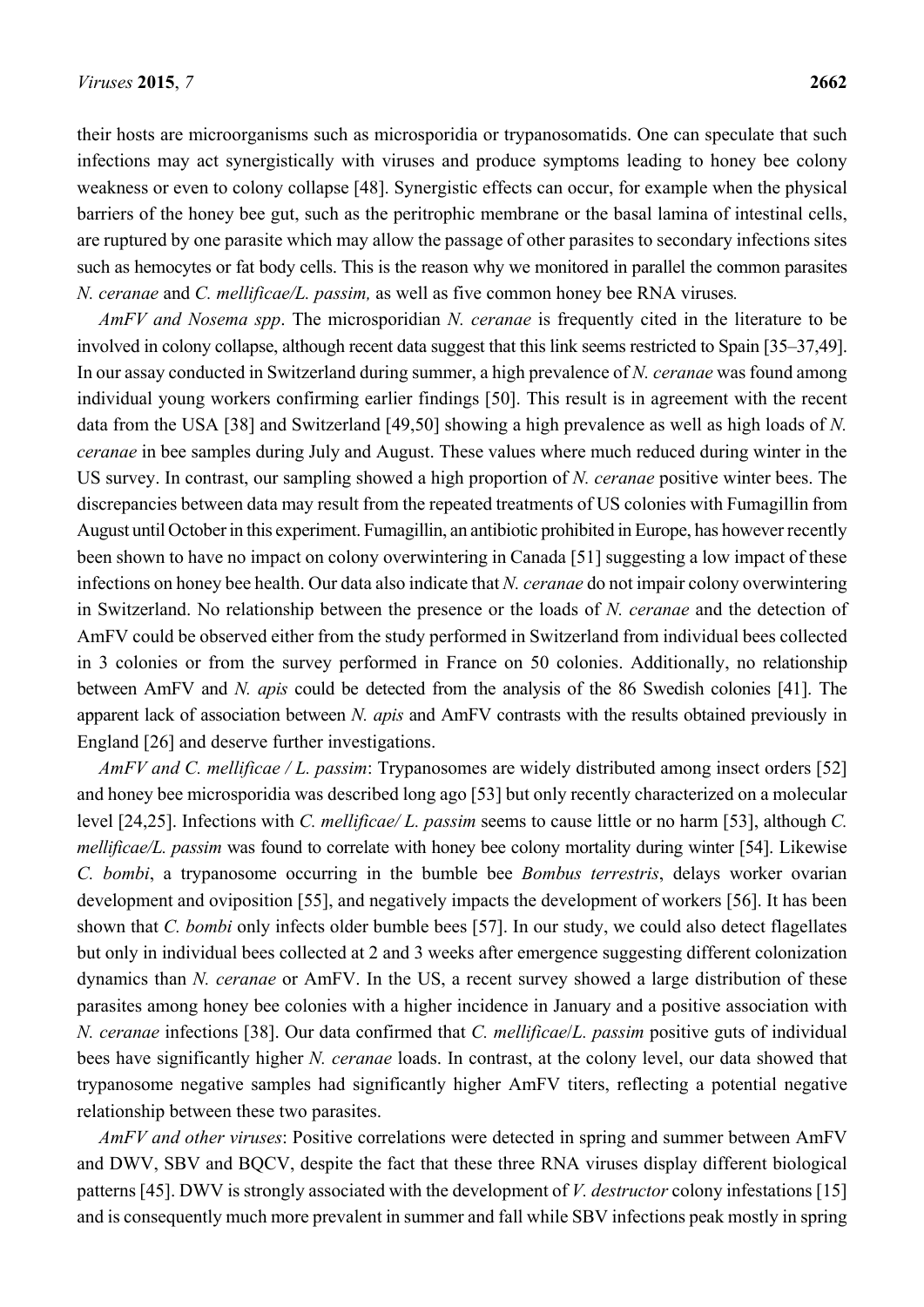their hosts are microorganisms such as microsporidia or trypanosomatids. One can speculate that such infections may act synergistically with viruses and produce symptoms leading to honey bee colony weakness or even to colony collapse [48]. Synergistic effects can occur, for example when the physical barriers of the honey bee gut, such as the peritrophic membrane or the basal lamina of intestinal cells, are ruptured by one parasite which may allow the passage of other parasites to secondary infections sites such as hemocytes or fat body cells. This is the reason why we monitored in parallel the common parasites *N. ceranae* and *C. mellificae/L. passim,* as well as five common honey bee RNA viruses*.*

*AmFV and Nosema spp*. The microsporidian *N. ceranae* is frequently cited in the literature to be involved in colony collapse, although recent data suggest that this link seems restricted to Spain [35–37,49]. In our assay conducted in Switzerland during summer, a high prevalence of *N. ceranae* was found among individual young workers confirming earlier findings [50]. This result is in agreement with the recent data from the USA [38] and Switzerland [49,50] showing a high prevalence as well as high loads of *N. ceranae* in bee samples during July and August. These values where much reduced during winter in the US survey. In contrast, our sampling showed a high proportion of *N. ceranae* positive winter bees. The discrepancies between data may result from the repeated treatments of US colonies with Fumagillin from August until October in this experiment. Fumagillin, an antibiotic prohibited in Europe, has however recently been shown to have no impact on colony overwintering in Canada [51] suggesting a low impact of these infections on honey bee health. Our data also indicate that *N. ceranae* do not impair colony overwintering in Switzerland. No relationship between the presence or the loads of *N. ceranae* and the detection of AmFV could be observed either from the study performed in Switzerland from individual bees collected in 3 colonies or from the survey performed in France on 50 colonies. Additionally, no relationship between AmFV and *N. apis* could be detected from the analysis of the 86 Swedish colonies [41]. The apparent lack of association between *N. apis* and AmFV contrasts with the results obtained previously in England [26] and deserve further investigations.

*AmFV and C. mellificae / L. passim*: Trypanosomes are widely distributed among insect orders [52] and honey bee microsporidia was described long ago [53] but only recently characterized on a molecular level [24,25]. Infections with *C. mellificae/ L. passim* seems to cause little or no harm [53], although *C. mellificae/L. passim* was found to correlate with honey bee colony mortality during winter [54]. Likewise *C. bombi*, a trypanosome occurring in the bumble bee *Bombus terrestris*, delays worker ovarian development and oviposition [55], and negatively impacts the development of workers [56]. It has been shown that *C. bombi* only infects older bumble bees [57]. In our study, we could also detect flagellates but only in individual bees collected at 2 and 3 weeks after emergence suggesting different colonization dynamics than *N. ceranae* or AmFV. In the US, a recent survey showed a large distribution of these parasites among honey bee colonies with a higher incidence in January and a positive association with *N. ceranae* infections [38]. Our data confirmed that *C. mellificae*/*L. passim* positive guts of individual bees have significantly higher *N. ceranae* loads. In contrast, at the colony level, our data showed that trypanosome negative samples had significantly higher AmFV titers, reflecting a potential negative relationship between these two parasites.

*AmFV and other viruses*: Positive correlations were detected in spring and summer between AmFV and DWV, SBV and BQCV, despite the fact that these three RNA viruses display different biological patterns [45]. DWV is strongly associated with the development of *V. destructor* colony infestations [15] and is consequently much more prevalent in summer and fall while SBV infections peak mostly in spring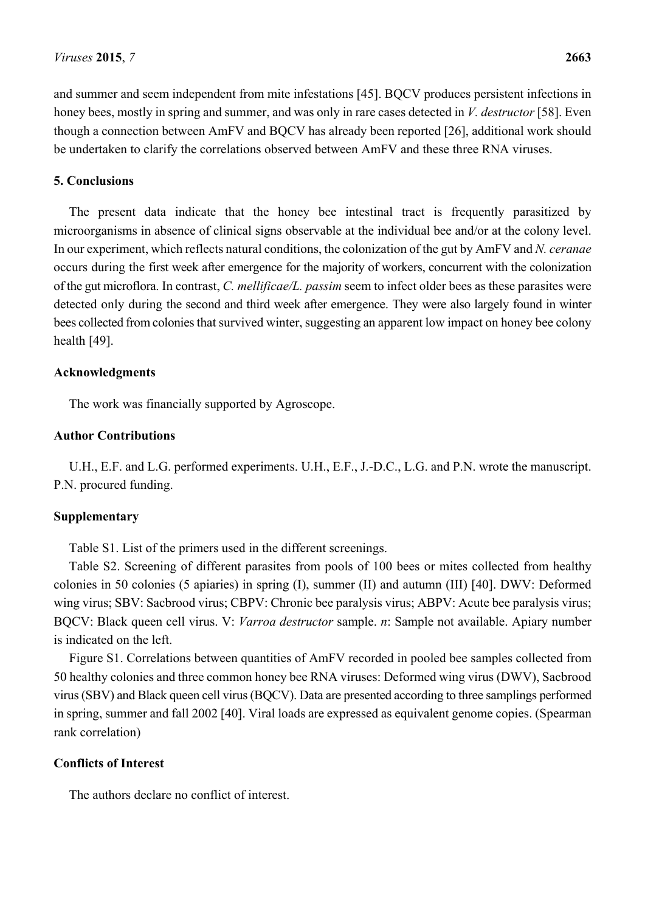and summer and seem independent from mite infestations [45]. BQCV produces persistent infections in honey bees, mostly in spring and summer, and was only in rare cases detected in *V. destructor* [58]. Even though a connection between AmFV and BQCV has already been reported [26], additional work should be undertaken to clarify the correlations observed between AmFV and these three RNA viruses.

## 5. Conclusions

The present data indicate that the honey bee intestinal tract is frequently parasitized by microorganisms in absence of clinical signs observable at the individual bee and/or at the colony level. In our experiment, which reflects natural conditions, the colonization of the gut by AmFV and *N. ceranae* occurs during the first week after emergence for the majority of workers, concurrent with the colonization of the gut microflora. In contrast, *C. mellificae/L. passim* seem to infect older bees as these parasites were detected only during the second and third week after emergence. They were also largely found in winter bees collected from colonies that survived winter, suggesting an apparent low impact on honey bee colony health [49].

## Acknowledgments

The work was financially supported by Agroscope.

## Author Contributions

U.H., E.F. and L.G. performed experiments. U.H., E.F., J.-D.C., L.G. and P.N. wrote the manuscript. P.N. procured funding.

## Supplementary

Table S1. List of the primers used in the different screenings.

Table S2. Screening of different parasites from pools of 100 bees or mites collected from healthy colonies in 50 colonies (5 apiaries) in spring (I), summer (II) and autumn (III) [40]. DWV: Deformed wing virus; SBV: Sacbrood virus; CBPV: Chronic bee paralysis virus; ABPV: Acute bee paralysis virus; BQCV: Black queen cell virus. V: *Varroa destructor* sample. *n*: Sample not available. Apiary number is indicated on the left.

Figure S1. Correlations between quantities of AmFV recorded in pooled bee samples collected from 50 healthy colonies and three common honey bee RNA viruses: Deformed wing virus (DWV), Sacbrood virus (SBV) and Black queen cell virus (BQCV). Data are presented according to three samplings performed in spring, summer and fall 2002 [40]. Viral loads are expressed as equivalent genome copies. (Spearman rank correlation)

## Conflicts of Interest

The authors declare no conflict of interest.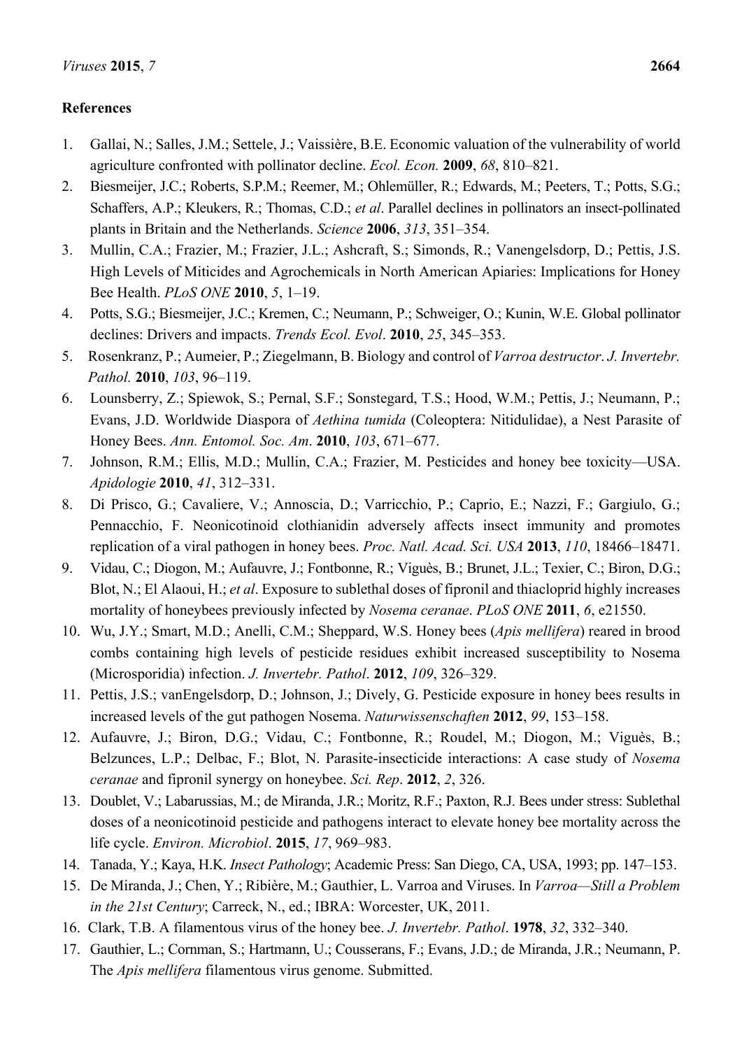## References

1. Gallai, N.; Salles, J.M.; Settele, J.; Vaissière, B.E. Economic valuation of the vulnerability of world agriculture confronted with pollinator decline. *Ecol. Econ.* **2009**, *68*, 810–821.
2. Biesmeijer, J.C.; Roberts, S.P.M.; Reemer, M.; Ohlemüller, R.; Edwards, M.; Peeters, T.; Potts, S.G.; Schaffers, A.P.; Kleukers, R.; Thomas, C.D.; *et al*. Parallel declines in pollinators an insect-pollinated plants in Britain and the Netherlands. *Science* **2006**, *313*, 351–354.
3. Mullin, C.A.; Frazier, M.; Frazier, J.L.; Ashcraft, S.; Simonds, R.; Vanengelsdorp, D.; Pettis, J.S. High Levels of Miticides and Agrochemicals in North American Apiaries: Implications for Honey Bee Health. *PLoS ONE* **2010**, *5*, 1–19.
4. Potts, S.G.; Biesmeijer, J.C.; Kremen, C.; Neumann, P.; Schweiger, O.; Kunin, W.E. Global pollinator declines: Drivers and impacts. *Trends Ecol. Evol*. **2010**, *25*, 345–353.
5. Rosenkranz, P.; Aumeier, P.; Ziegelmann, B. Biology and control of *Varroa destructor*. *J. Invertebr. Pathol.* **2010**, *103*, 96–119.
6. Lounsberry, Z.; Spiewok, S.; Pernal, S.F.; Sonstegard, T.S.; Hood, W.M.; Pettis, J.; Neumann, P.; Evans, J.D. Worldwide Diaspora of *Aethina tumida* (Coleoptera: Nitidulidae), a Nest Parasite of Honey Bees. *Ann. Entomol. Soc. Am*. **2010**, *103*, 671–677.
7. Johnson, R.M.; Ellis, M.D.; Mullin, C.A.; Frazier, M. Pesticides and honey bee toxicity—USA. *Apidologie* **2010**, *41*, 312–331.
8. Di Prisco, G.; Cavaliere, V.; Annoscia, D.; Varricchio, P.; Caprio, E.; Nazzi, F.; Gargiulo, G.; Pennacchio, F. Neonicotinoid clothianidin adversely affects insect immunity and promotes replication of a viral pathogen in honey bees. *Proc. Natl. Acad. Sci. USA* **2013**, *110*, 18466–18471.
9. Vidau, C.; Diogon, M.; Aufauvre, J.; Fontbonne, R.; Viguès, B.; Brunet, J.L.; Texier, C.; Biron, D.G.; Blot, N.; El Alaoui, H.; *et al*. Exposure to sublethal doses of fipronil and thiacloprid highly increases mortality of honeybees previously infected by *Nosema ceranae*. *PLoS ONE* **2011**, *6*, e21550.
10. Wu, J.Y.; Smart, M.D.; Anelli, C.M.; Sheppard, W.S. Honey bees (*Apis mellifera*) reared in brood combs containing high levels of pesticide residues exhibit increased susceptibility to Nosema (Microsporidia) infection. *J. Invertebr. Pathol*. **2012**, *109*, 326–329.
11. Pettis, J.S.; vanEngelsdorp, D.; Johnson, J.; Dively, G. Pesticide exposure in honey bees results in increased levels of the gut pathogen Nosema. *Naturwissenschaften* **2012**, *99*, 153–158.
12. Aufauvre, J.; Biron, D.G.; Vidau, C.; Fontbonne, R.; Roudel, M.; Diogon, M.; Viguès, B.; Belzunces, L.P.; Delbac, F.; Blot, N. Parasite-insecticide interactions: A case study of *Nosema ceranae* and fipronil synergy on honeybee. *Sci. Rep*. **2012**, *2*, 326.
13. Doublet, V.; Labarussias, M.; de Miranda, J.R.; Moritz, R.F.; Paxton, R.J. Bees under stress: Sublethal doses of a neonicotinoid pesticide and pathogens interact to elevate honey bee mortality across the life cycle. *Environ. Microbiol*. **2015**, *17*, 969–983.
14. Tanada, Y.; Kaya, H.K. *Insect Pathology*; Academic Press: San Diego, CA, USA, 1993; pp. 147–153.
15. De Miranda, J.; Chen, Y.; Ribière, M.; Gauthier, L. Varroa and Viruses. In *Varroa—Still a Problem in the 21st Century*; Carreck, N., ed.; IBRA: Worcester, UK, 2011.
16. Clark, T.B. A filamentous virus of the honey bee. *J. Invertebr. Pathol*. **1978**, *32*, 332–340.
17. Gauthier, L.; Cornman, S.; Hartmann, U.; Cousserans, F.; Evans, J.D.; de Miranda, J.R.; Neumann, P. The *Apis mellifera* filamentous virus genome. Submitted.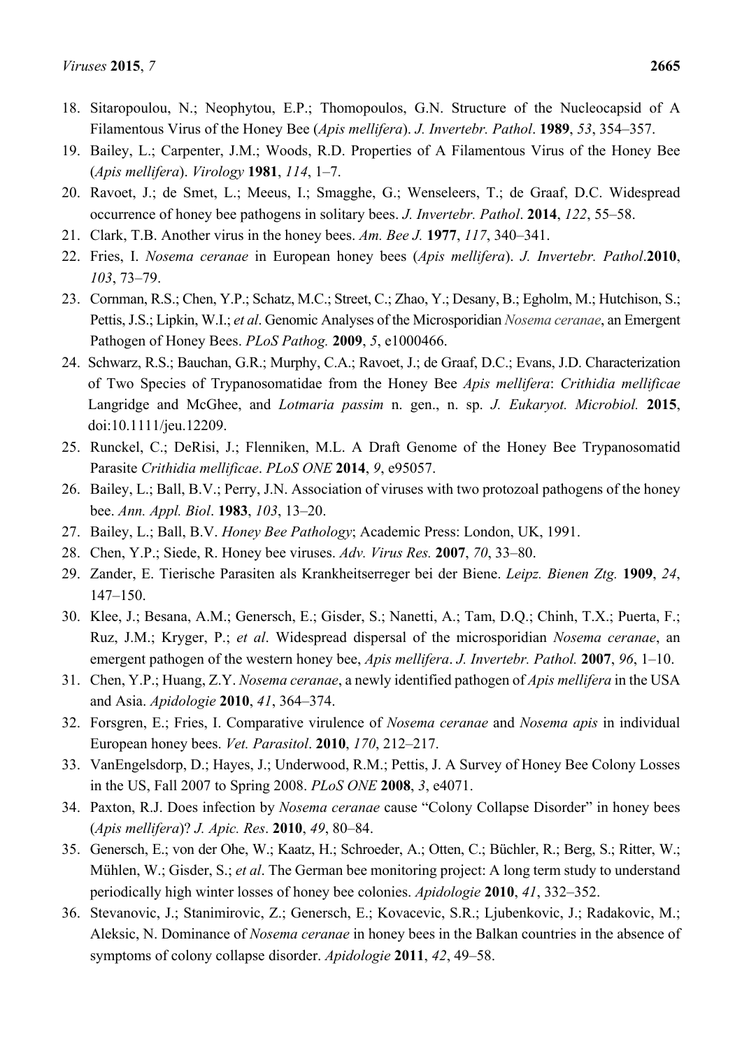18. Sitaropoulou, N.; Neophytou, E.P.; Thomopoulos, G.N. Structure of the Nucleocapsid of A Filamentous Virus of the Honey Bee (*Apis mellifera*). *J. Invertebr. Pathol*. **1989**, *53*, 354–357.
19. Bailey, L.; Carpenter, J.M.; Woods, R.D. Properties of A Filamentous Virus of the Honey Bee (*Apis mellifera*). *Virology* **1981**, *114*, 1–7.
20. Ravoet, J.; de Smet, L.; Meeus, I.; Smagghe, G.; Wenseleers, T.; de Graaf, D.C. Widespread occurrence of honey bee pathogens in solitary bees. *J. Invertebr. Pathol*. **2014**, *122*, 55–58.
21. Clark, T.B. Another virus in the honey bees. *Am. Bee J.* **1977**, *117*, 340–341.
22. Fries, I. *Nosema ceranae* in European honey bees (*Apis mellifera*). *J. Invertebr. Pathol*.**2010**, *103*, 73–79.
23. Cornman, R.S.; Chen, Y.P.; Schatz, M.C.; Street, C.; Zhao, Y.; Desany, B.; Egholm, M.; Hutchison, S.; Pettis, J.S.; Lipkin, W.I.; *et al*. Genomic Analyses of the Microsporidian *Nosema ceranae*, an Emergent Pathogen of Honey Bees. *PLoS Pathog.* **2009**, *5*, e1000466.
24. Schwarz, R.S.; Bauchan, G.R.; Murphy, C.A.; Ravoet, J.; de Graaf, D.C.; Evans, J.D. Characterization of Two Species of Trypanosomatidae from the Honey Bee *Apis mellifera*: *Crithidia mellificae* Langridge and McGhee, and *Lotmaria passim* n. gen., n. sp. *J. Eukaryot. Microbiol.* **2015**, doi:10.1111/jeu.12209.
25. Runckel, C.; DeRisi, J.; Flenniken, M.L. A Draft Genome of the Honey Bee Trypanosomatid Parasite *Crithidia mellificae*. *PLoS ONE* **2014**, *9*, e95057.
26. Bailey, L.; Ball, B.V.; Perry, J.N. Association of viruses with two protozoal pathogens of the honey bee. *Ann. Appl. Biol*. **1983**, *103*, 13–20.
27. Bailey, L.; Ball, B.V. *Honey Bee Pathology*; Academic Press: London, UK, 1991.
28. Chen, Y.P.; Siede, R. Honey bee viruses. *Adv. Virus Res.* **2007**, *70*, 33–80.
29. Zander, E. Tierische Parasiten als Krankheitserreger bei der Biene. *Leipz. Bienen Ztg.* **1909**, *24*, 147–150.
30. Klee, J.; Besana, A.M.; Genersch, E.; Gisder, S.; Nanetti, A.; Tam, D.Q.; Chinh, T.X.; Puerta, F.; Ruz, J.M.; Kryger, P.; *et al*. Widespread dispersal of the microsporidian *Nosema ceranae*, an emergent pathogen of the western honey bee, *Apis mellifera*. *J. Invertebr. Pathol.* **2007**, *96*, 1–10.
31. Chen, Y.P.; Huang, Z.Y. *Nosema ceranae*, a newly identified pathogen of *Apis mellifera* in the USA and Asia. *Apidologie* **2010**, *41*, 364–374.
32. Forsgren, E.; Fries, I. Comparative virulence of *Nosema ceranae* and *Nosema apis* in individual European honey bees. *Vet. Parasitol*. **2010**, *170*, 212–217.
33. VanEngelsdorp, D.; Hayes, J.; Underwood, R.M.; Pettis, J. A Survey of Honey Bee Colony Losses in the US, Fall 2007 to Spring 2008. *PLoS ONE* **2008**, *3*, e4071.
34. Paxton, R.J. Does infection by *Nosema ceranae* cause "Colony Collapse Disorder" in honey bees (*Apis mellifera*)? *J. Apic. Res*. **2010**, *49*, 80–84.
35. Genersch, E.; von der Ohe, W.; Kaatz, H.; Schroeder, A.; Otten, C.; Büchler, R.; Berg, S.; Ritter, W.; Mühlen, W.; Gisder, S.; *et al*. The German bee monitoring project: A long term study to understand periodically high winter losses of honey bee colonies. *Apidologie* **2010**, *41*, 332–352.
36. Stevanovic, J.; Stanimirovic, Z.; Genersch, E.; Kovacevic, S.R.; Ljubenkovic, J.; Radakovic, M.; Aleksic, N. Dominance of *Nosema ceranae* in honey bees in the Balkan countries in the absence of symptoms of colony collapse disorder. *Apidologie* **2011**, *42*, 49–58.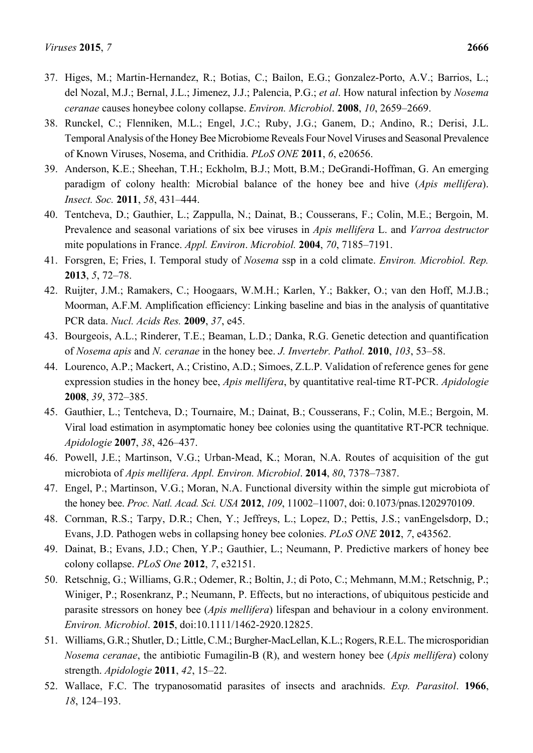37. Higes, M.; Martin-Hernandez, R.; Botias, C.; Bailon, E.G.; Gonzalez-Porto, A.V.; Barrios, L.; del Nozal, M.J.; Bernal, J.L.; Jimenez, J.J.; Palencia, P.G.; *et al*. How natural infection by *Nosema ceranae* causes honeybee colony collapse. *Environ. Microbiol*. **2008**, *10*, 2659–2669.
38. Runckel, C.; Flenniken, M.L.; Engel, J.C.; Ruby, J.G.; Ganem, D.; Andino, R.; Derisi, J.L. Temporal Analysis of the Honey Bee Microbiome Reveals Four Novel Viruses and Seasonal Prevalence of Known Viruses, Nosema, and Crithidia. *PLoS ONE* **2011**, *6*, e20656.
39. Anderson, K.E.; Sheehan, T.H.; Eckholm, B.J.; Mott, B.M.; DeGrandi-Hoffman, G. An emerging paradigm of colony health: Microbial balance of the honey bee and hive (*Apis mellifera*). *Insect. Soc.* **2011**, *58*, 431–444.
40. Tentcheva, D.; Gauthier, L.; Zappulla, N.; Dainat, B.; Cousserans, F.; Colin, M.E.; Bergoin, M. Prevalence and seasonal variations of six bee viruses in *Apis mellifera* L. and *Varroa destructor* mite populations in France. *Appl. Environ*. *Microbiol.* **2004**, *70*, 7185–7191.
41. Forsgren, E; Fries, I. Temporal study of *Nosema* ssp in a cold climate. *Environ. Microbiol. Rep.* **2013**, *5*, 72–78.
42. Ruijter, J.M.; Ramakers, C.; Hoogaars, W.M.H.; Karlen, Y.; Bakker, O.; van den Hoff, M.J.B.; Moorman, A.F.M. Amplification efficiency: Linking baseline and bias in the analysis of quantitative PCR data. *Nucl. Acids Res.* **2009**, *37*, e45.
43. Bourgeois, A.L.; Rinderer, T.E.; Beaman, L.D.; Danka, R.G. Genetic detection and quantification of *Nosema apis* and *N. ceranae* in the honey bee. *J. Invertebr. Pathol.* **2010**, *103*, 53–58.
44. Lourenco, A.P.; Mackert, A.; Cristino, A.D.; Simoes, Z.L.P. Validation of reference genes for gene expression studies in the honey bee, *Apis mellifera*, by quantitative real-time RT-PCR. *Apidologie* **2008**, *39*, 372–385.
45. Gauthier, L.; Tentcheva, D.; Tournaire, M.; Dainat, B.; Cousserans, F.; Colin, M.E.; Bergoin, M. Viral load estimation in asymptomatic honey bee colonies using the quantitative RT-PCR technique. *Apidologie* **2007**, *38*, 426–437.
46. Powell, J.E.; Martinson, V.G.; Urban-Mead, K.; Moran, N.A. Routes of acquisition of the gut microbiota of *Apis mellifera*. *Appl. Environ. Microbiol*. **2014**, *80*, 7378–7387.
47. Engel, P.; Martinson, V.G.; Moran, N.A. Functional diversity within the simple gut microbiota of the honey bee. *Proc. Natl. Acad. Sci. USA* **2012**, *109*, 11002–11007, doi: 0.1073/pnas.1202970109.
48. Cornman, R.S.; Tarpy, D.R.; Chen, Y.; Jeffreys, L.; Lopez, D.; Pettis, J.S.; vanEngelsdorp, D.; Evans, J.D. Pathogen webs in collapsing honey bee colonies. *PLoS ONE* **2012**, *7*, e43562.
49. Dainat, B.; Evans, J.D.; Chen, Y.P.; Gauthier, L.; Neumann, P. Predictive markers of honey bee colony collapse. *PLoS One* **2012**, *7*, e32151.
50. Retschnig, G.; Williams, G.R.; Odemer, R.; Boltin, J.; di Poto, C.; Mehmann, M.M.; Retschnig, P.; Winiger, P.; Rosenkranz, P.; Neumann, P. Effects, but no interactions, of ubiquitous pesticide and parasite stressors on honey bee (*Apis mellifera*) lifespan and behaviour in a colony environment. *Environ. Microbiol*. **2015**, doi:10.1111/1462-2920.12825.
51. Williams, G.R.; Shutler, D.; Little, C.M.; Burgher-MacLellan, K.L.; Rogers, R.E.L. The microsporidian *Nosema ceranae*, the antibiotic Fumagilin-B (R), and western honey bee (*Apis mellifera*) colony strength. *Apidologie* **2011**, *42*, 15–22.
52. Wallace, F.C. The trypanosomatid parasites of insects and arachnids. *Exp. Parasitol*. **1966**, *18*, 124–193.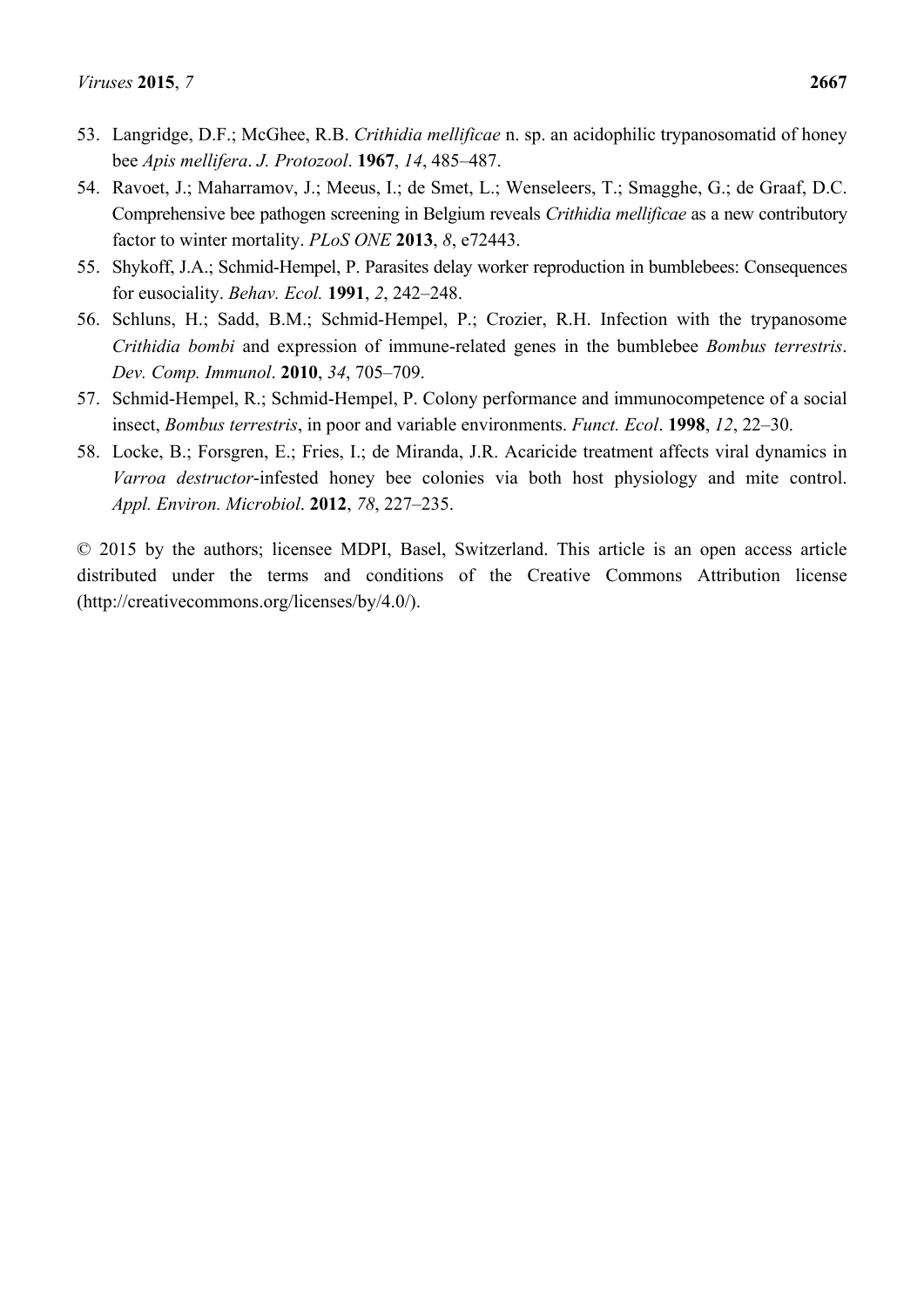53. Langridge, D.F.; McGhee, R.B. *Crithidia mellificae* n. sp. an acidophilic trypanosomatid of honey bee *Apis mellifera*. *J. Protozool*. **1967**, *14*, 485–487.
54. Ravoet, J.; Maharramov, J.; Meeus, I.; de Smet, L.; Wenseleers, T.; Smagghe, G.; de Graaf, D.C. Comprehensive bee pathogen screening in Belgium reveals *Crithidia mellificae* as a new contributory factor to winter mortality. *PLoS ONE* **2013**, *8*, e72443.
55. Shykoff, J.A.; Schmid-Hempel, P. Parasites delay worker reproduction in bumblebees: Consequences for eusociality. *Behav. Ecol.* **1991**, *2*, 242–248.
56. Schluns, H.; Sadd, B.M.; Schmid-Hempel, P.; Crozier, R.H. Infection with the trypanosome *Crithidia bombi* and expression of immune-related genes in the bumblebee *Bombus terrestris*. *Dev. Comp. Immunol*. **2010**, *34*, 705–709.
57. Schmid-Hempel, R.; Schmid-Hempel, P. Colony performance and immunocompetence of a social insect, *Bombus terrestris*, in poor and variable environments. *Funct. Ecol*. **1998**, *12*, 22–30.
58. Locke, B.; Forsgren, E.; Fries, I.; de Miranda, J.R. Acaricide treatment affects viral dynamics in *Varroa destructor*-infested honey bee colonies via both host physiology and mite control. *Appl. Environ. Microbiol*. **2012**, *78*, 227–235.

© 2015 by the authors; licensee MDPI, Basel, Switzerland. This article is an open access article distributed under the terms and conditions of the Creative Commons Attribution license (http://creativecommons.org/licenses/by/4.0/).